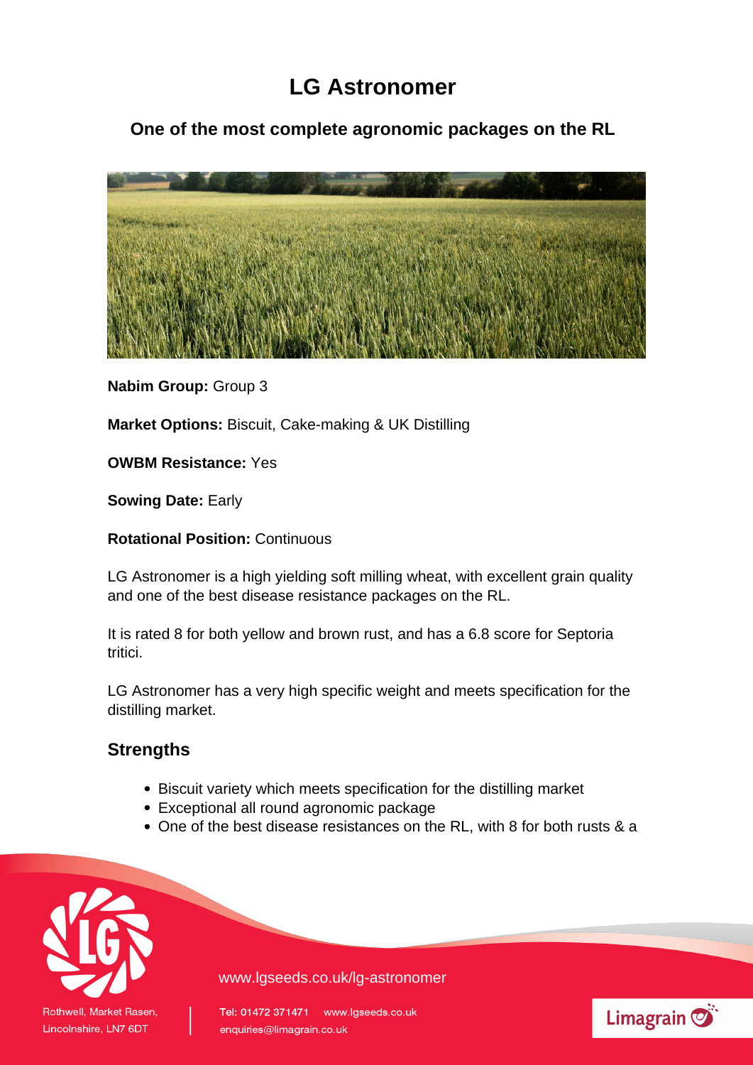# LG Astronomer

## One of the most complete agronomic packages on the RL

**Nabim Group:** Group 3

**Market Options:** Biscuit, Cake-making & UK Distilling

**OWBM Resistance:** Yes

**Sowing Date:** Early

**Rotational Position:** Continuous

LG Astronomer is a high yielding soft milling wheat, with excellent grain quality and one of the best disease resistance packages on the RL.

It is rated 8 for both yellow and brown rust, and has a 6.8 score for Septoria tritici.

LG Astronomer has a very high specific weight and meets specification for the distilling market.

## Strengths

- Biscuit variety which meets specification for the distilling market
- Exceptional all round agronomic package
- One of the best disease resistances on the RL, with 8 for both rusts & a

www.lgseeds.co.uk/lg-astronomer

Rothwell, Market Rasen, Lincolnshire, LN7 6DT

Tel: 01472 371471 www.lgseeds.co.uk
enquiries@limagrain.co.uk

Limagrain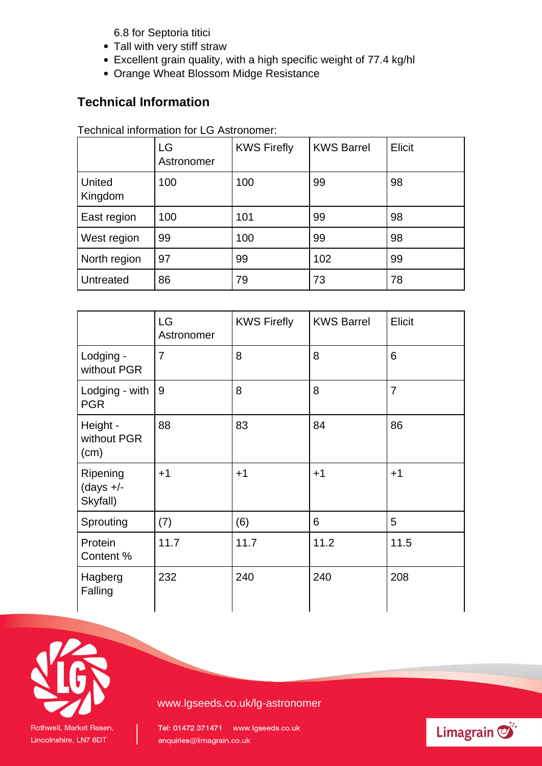6.8 for Septoria titici

- Tall with very stiff straw
- Excellent grain quality, with a high specific weight of 77.4 kg/hl
- Orange Wheat Blossom Midge Resistance

## Technical Information

Technical information for LG Astronomer:

| | LG Astronomer | KWS Firefly | KWS Barrel | Elicit |
|---|---|---|---|---|
| United Kingdom | 100 | 100 | 99 | 98 |
| East region | 100 | 101 | 99 | 98 |
| West region | 99 | 100 | 99 | 98 |
| North region | 97 | 99 | 102 | 99 |
| Untreated | 86 | 79 | 73 | 78 |

| | LG Astronomer | KWS Firefly | KWS Barrel | Elicit |
|---|---|---|---|---|
| Lodging - without PGR | 7 | 8 | 8 | 6 |
| Lodging - with PGR | 9 | 8 | 8 | 7 |
| Height - without PGR (cm) | 88 | 83 | 84 | 86 |
| Ripening (days +/- Skyfall) | +1 | +1 | +1 | +1 |
| Sprouting | (7) | (6) | 6 | 5 |
| Protein Content % | 11.7 | 11.7 | 11.2 | 11.5 |
| Hagberg Falling | 232 | 240 | 240 | 208 |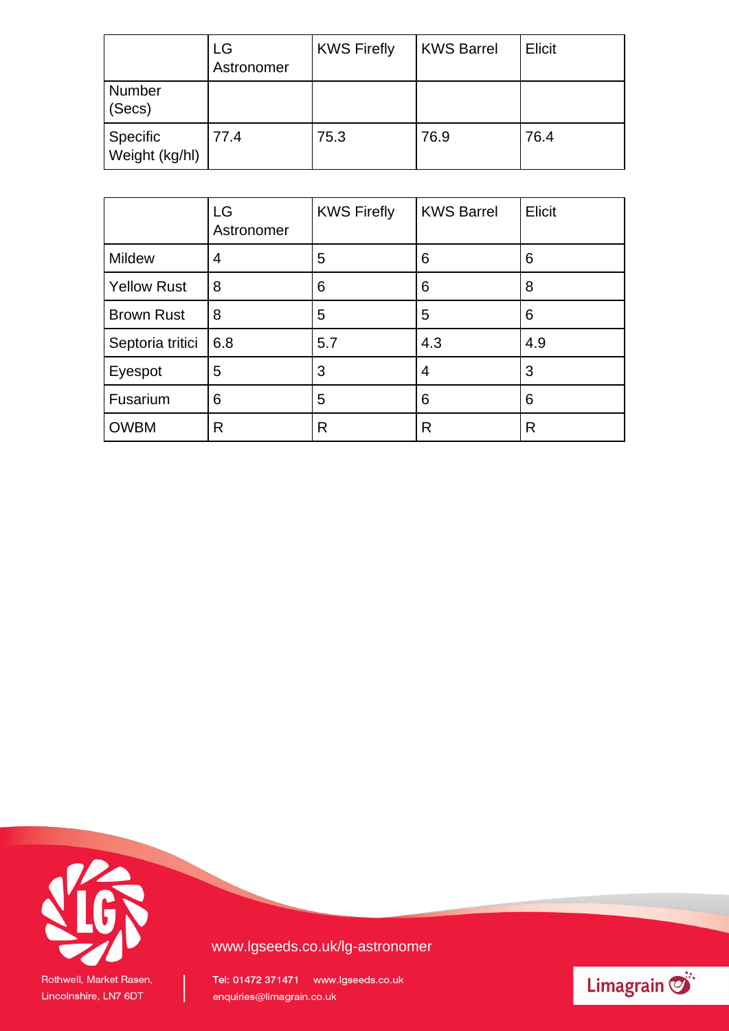| | LG Astronomer | KWS Firefly | KWS Barrel | Elicit |
|---|---|---|---|---|
| Number (Secs) | | | | |
| Specific Weight (kg/hl) | 77.4 | 75.3 | 76.9 | 76.4 |

| | LG Astronomer | KWS Firefly | KWS Barrel | Elicit |
|---|---|---|---|---|
| Mildew | 4 | 5 | 6 | 6 |
| Yellow Rust | 8 | 6 | 6 | 8 |
| Brown Rust | 8 | 5 | 5 | 6 |
| Septoria tritici | 6.8 | 5.7 | 4.3 | 4.9 |
| Eyespot | 5 | 3 | 4 | 3 |
| Fusarium | 6 | 5 | 6 | 6 |
| OWBM | R | R | R | R |

www.lgseeds.co.uk/lg-astronomer

Rothwell, Market Rasen, Lincolnshire, LN7 6DT

Tel: 01472 371471 www.lgseeds.co.uk
enquiries@limagrain.co.uk

Limagrain